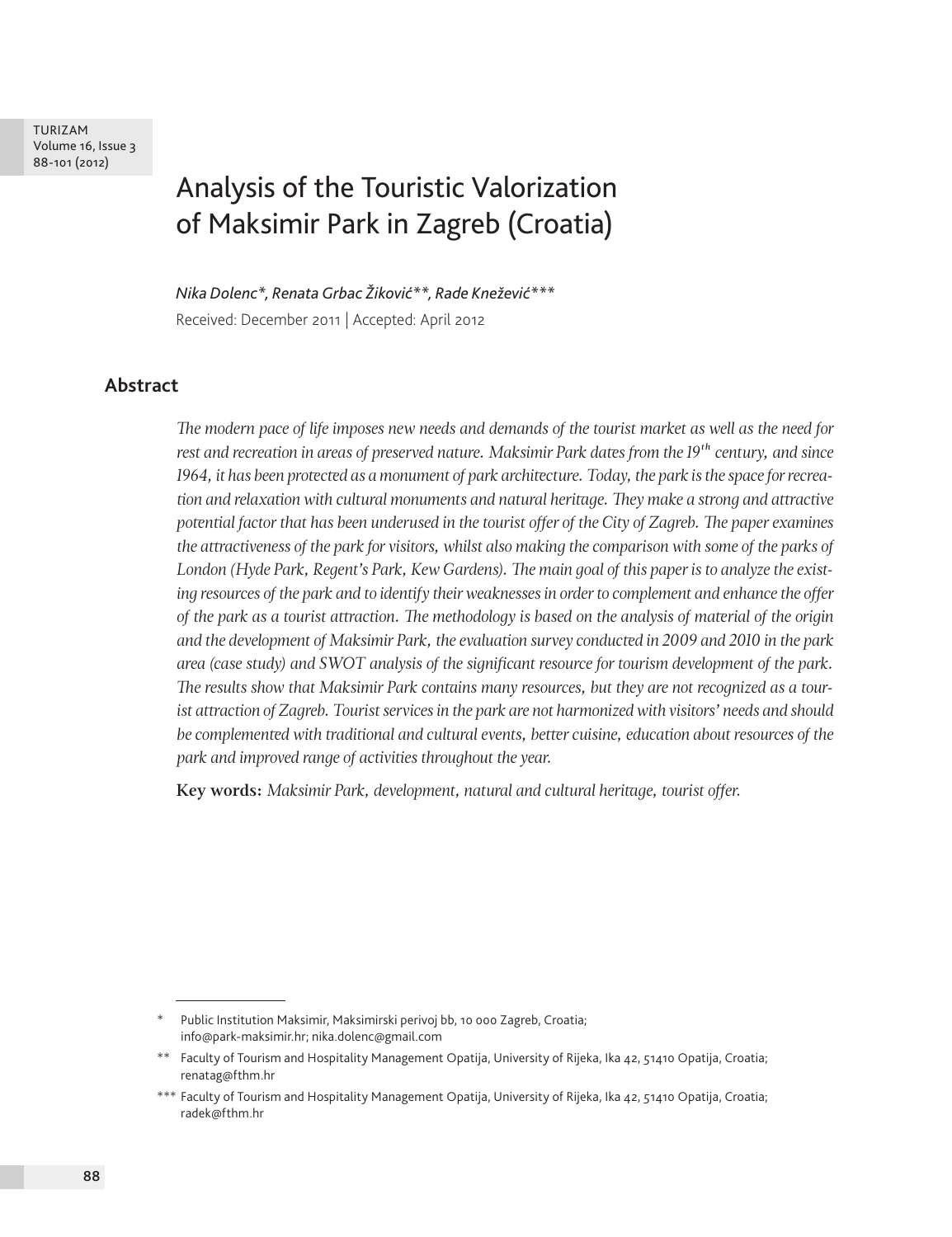# Analysis of the Touristic Valorization of Maksimir Park in Zagreb (Croatia)

*Nika Dolenc*, Renata Grbac Žiković**, Rade Knežević****

Received: December 2011 | Accepted: April 2012

## Abstract

*The modern pace of life imposes new needs and demands of the tourist market as well as the need for rest and recreation in areas of preserved nature. Maksimir Park dates from the 19th century, and since 1964, it has been protected as a monument of park architecture. Today, the park is the space for recreation and relaxation with cultural monuments and natural heritage. They make a strong and attractive potential factor that has been underused in the tourist offer of the City of Zagreb. The paper examines the attractiveness of the park for visitors, whilst also making the comparison with some of the parks of London (Hyde Park, Regent's Park, Kew Gardens). The main goal of this paper is to analyze the existing resources of the park and to identify their weaknesses in order to complement and enhance the offer of the park as a tourist attraction. The methodology is based on the analysis of material of the origin and the development of Maksimir Park, the evaluation survey conducted in 2009 and 2010 in the park area (case study) and SWOT analysis of the significant resource for tourism development of the park. The results show that Maksimir Park contains many resources, but they are not recognized as a tourist attraction of Zagreb. Tourist services in the park are not harmonized with visitors' needs and should be complemented with traditional and cultural events, better cuisine, education about resources of the park and improved range of activities throughout the year.*

**Key words:** *Maksimir Park, development, natural and cultural heritage, tourist offer.*

---

\* Public Institution Maksimir, Maksimirski perivoj bb, 10 000 Zagreb, Croatia; info@park-maksimir.hr; nika.dolenc@gmail.com

\*\* Faculty of Tourism and Hospitality Management Opatija, University of Rijeka, Ika 42, 51410 Opatija, Croatia; renatag@fthm.hr

\*\*\* Faculty of Tourism and Hospitality Management Opatija, University of Rijeka, Ika 42, 51410 Opatija, Croatia; radek@fthm.hr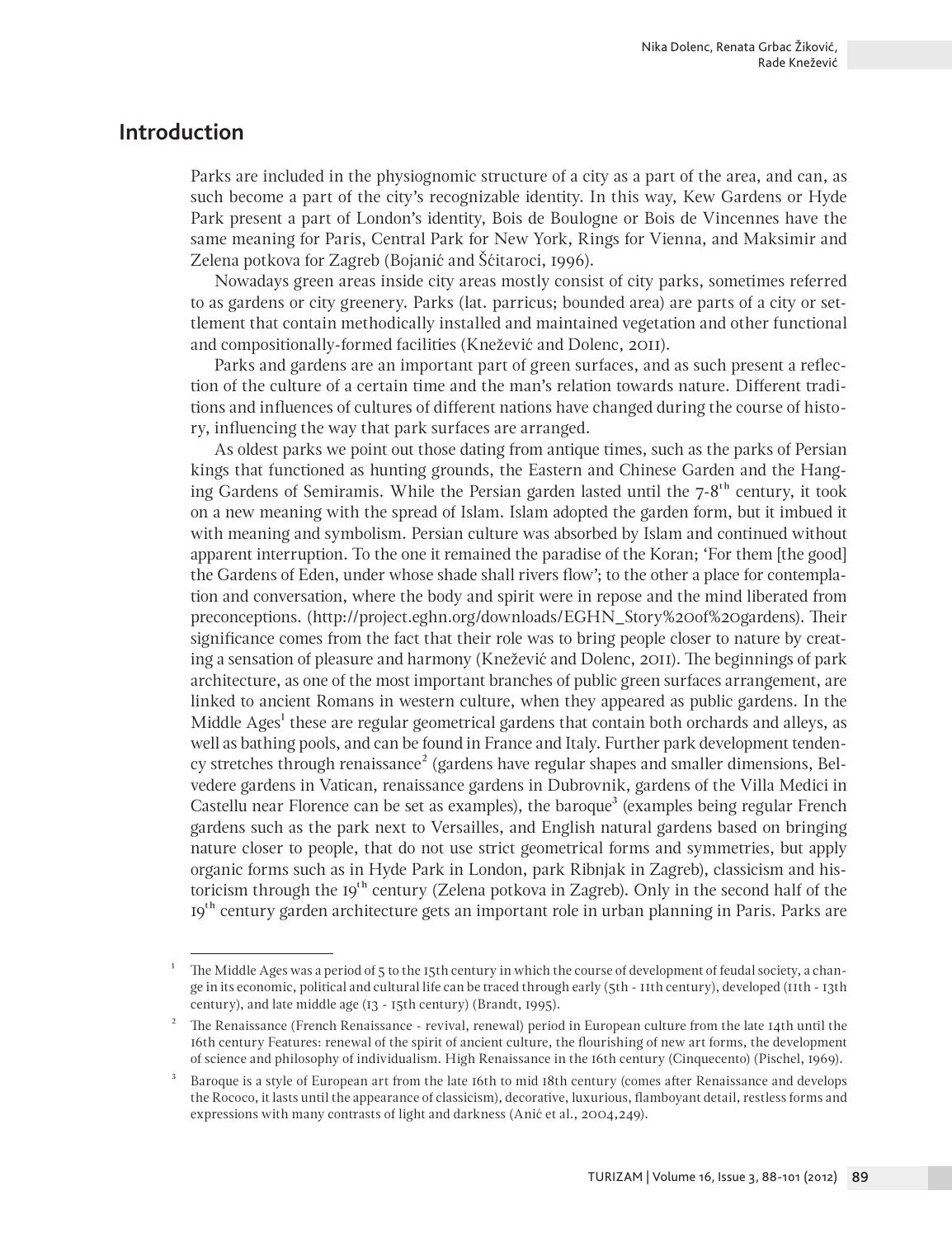## Introduction

Parks are included in the physiognomic structure of a city as a part of the area, and can, as such become a part of the city's recognizable identity. In this way, Kew Gardens or Hyde Park present a part of London's identity, Bois de Boulogne or Bois de Vincennes have the same meaning for Paris, Central Park for New York, Rings for Vienna, and Maksimir and Zelena potkova for Zagreb (Bojanić and Šćitaroci, 1996).

Nowadays green areas inside city areas mostly consist of city parks, sometimes referred to as gardens or city greenery. Parks (lat. parricus; bounded area) are parts of a city or settlement that contain methodically installed and maintained vegetation and other functional and compositionally-formed facilities (Knežević and Dolenc, 2011).

Parks and gardens are an important part of green surfaces, and as such present a reflection of the culture of a certain time and the man's relation towards nature. Different traditions and influences of cultures of different nations have changed during the course of history, influencing the way that park surfaces are arranged.

As oldest parks we point out those dating from antique times, such as the parks of Persian kings that functioned as hunting grounds, the Eastern and Chinese Garden and the Hanging Gardens of Semiramis. While the Persian garden lasted until the 7-8$^{th}$ century, it took on a new meaning with the spread of Islam. Islam adopted the garden form, but it imbued it with meaning and symbolism. Persian culture was absorbed by Islam and continued without apparent interruption. To the one it remained the paradise of the Koran; 'For them [the good] the Gardens of Eden, under whose shade shall rivers flow'; to the other a place for contemplation and conversation, where the body and spirit were in repose and the mind liberated from preconceptions. (http://project.eghn.org/downloads/EGHN_Story%20of%20gardens). Their significance comes from the fact that their role was to bring people closer to nature by creating a sensation of pleasure and harmony (Knežević and Dolenc, 2011). The beginnings of park architecture, as one of the most important branches of public green surfaces arrangement, are linked to ancient Romans in western culture, when they appeared as public gardens. In the Middle Ages[1] these are regular geometrical gardens that contain both orchards and alleys, as well as bathing pools, and can be found in France and Italy. Further park development tendency stretches through renaissance[2] (gardens have regular shapes and smaller dimensions, Belvedere gardens in Vatican, renaissance gardens in Dubrovnik, gardens of the Villa Medici in Castellu near Florence can be set as examples), the baroque[3] (examples being regular French gardens such as the park next to Versailles, and English natural gardens based on bringing nature closer to people, that do not use strict geometrical forms and symmetries, but apply organic forms such as in Hyde Park in London, park Ribnjak in Zagreb), classicism and historicism through the 19$^{th}$ century (Zelena potkova in Zagreb). Only in the second half of the 19$^{th}$ century garden architecture gets an important role in urban planning in Paris. Parks are

---

[1] The Middle Ages was a period of 5 to the 15th century in which the course of development of feudal society, a change in its economic, political and cultural life can be traced through early (5th - 11th century), developed (11th - 13th century), and late middle age (13 - 15th century) (Brandt, 1995).

[2] The Renaissance (French Renaissance - revival, renewal) period in European culture from the late 14th until the 16th century Features: renewal of the spirit of ancient culture, the flourishing of new art forms, the development of science and philosophy of individualism. High Renaissance in the 16th century (Cinquecento) (Pischel, 1969).

[3] Baroque is a style of European art from the late 16th to mid 18th century (comes after Renaissance and develops the Rococo, it lasts until the appearance of classicism), decorative, luxurious, flamboyant detail, restless forms and expressions with many contrasts of light and darkness (Anić et al., 2004,249).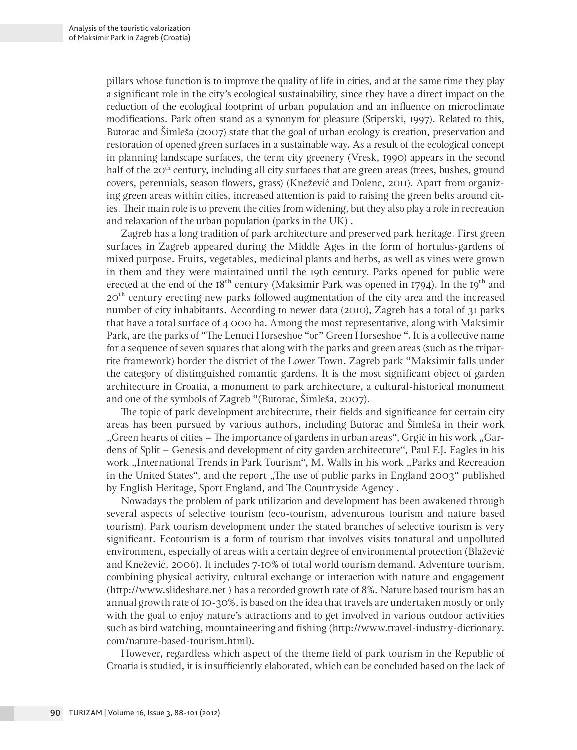pillars whose function is to improve the quality of life in cities, and at the same time they play a significant role in the city's ecological sustainability, since they have a direct impact on the reduction of the ecological footprint of urban population and an influence on microclimate modifications. Park often stand as a synonym for pleasure (Stiperski, 1997). Related to this, Butorac and Šimleša (2007) state that the goal of urban ecology is creation, preservation and restoration of opened green surfaces in a sustainable way. As a result of the ecological concept in planning landscape surfaces, the term city greenery (Vresk, 1990) appears in the second half of the 20th century, including all city surfaces that are green areas (trees, bushes, ground covers, perennials, season flowers, grass) (Knežević and Dolenc, 2011). Apart from organizing green areas within cities, increased attention is paid to raising the green belts around cities. Their main role is to prevent the cities from widening, but they also play a role in recreation and relaxation of the urban population (parks in the UK) .

Zagreb has a long tradition of park architecture and preserved park heritage. First green surfaces in Zagreb appeared during the Middle Ages in the form of hortulus-gardens of mixed purpose. Fruits, vegetables, medicinal plants and herbs, as well as vines were grown in them and they were maintained until the 19th century. Parks opened for public were erected at the end of the 18th century (Maksimir Park was opened in 1794). In the 19th and 20th century erecting new parks followed augmentation of the city area and the increased number of city inhabitants. According to newer data (2010), Zagreb has a total of 31 parks that have a total surface of 4 000 ha. Among the most representative, along with Maksimir Park, are the parks of "The Lenuci Horseshoe "or" Green Horseshoe ". It is a collective name for a sequence of seven squares that along with the parks and green areas (such as the tripartite framework) border the district of the Lower Town. Zagreb park "Maksimir falls under the category of distinguished romantic gardens. It is the most significant object of garden architecture in Croatia, a monument to park architecture, a cultural-historical monument and one of the symbols of Zagreb "(Butorac, Šimleša, 2007).

The topic of park development architecture, their fields and significance for certain city areas has been pursued by various authors, including Butorac and Šimleša in their work „Green hearts of cities – The importance of gardens in urban areas", Grgić in his work „Gardens of Split – Genesis and development of city garden architecture", Paul F.J. Eagles in his work „International Trends in Park Tourism", M. Walls in his work „Parks and Recreation in the United States", and the report „The use of public parks in England 2003" published by English Heritage, Sport England, and The Countryside Agency .

Nowadays the problem of park utilization and development has been awakened through several aspects of selective tourism (eco-tourism, adventurous tourism and nature based tourism). Park tourism development under the stated branches of selective tourism is very significant. Ecotourism is a form of tourism that involves visits tonatural and unpolluted environment, especially of areas with a certain degree of environmental protection (Blažević and Knežević, 2006). It includes 7-10% of total world tourism demand. Adventure tourism, combining physical activity, cultural exchange or interaction with nature and engagement (http://www.slideshare.net ) has a recorded growth rate of 8%. Nature based tourism has an annual growth rate of 10-30%, is based on the idea that travels are undertaken mostly or only with the goal to enjoy nature's attractions and to get involved in various outdoor activities such as bird watching, mountaineering and fishing (http://www.travel-industry-dictionary.com/nature-based-tourism.html).

However, regardless which aspect of the theme field of park tourism in the Republic of Croatia is studied, it is insufficiently elaborated, which can be concluded based on the lack of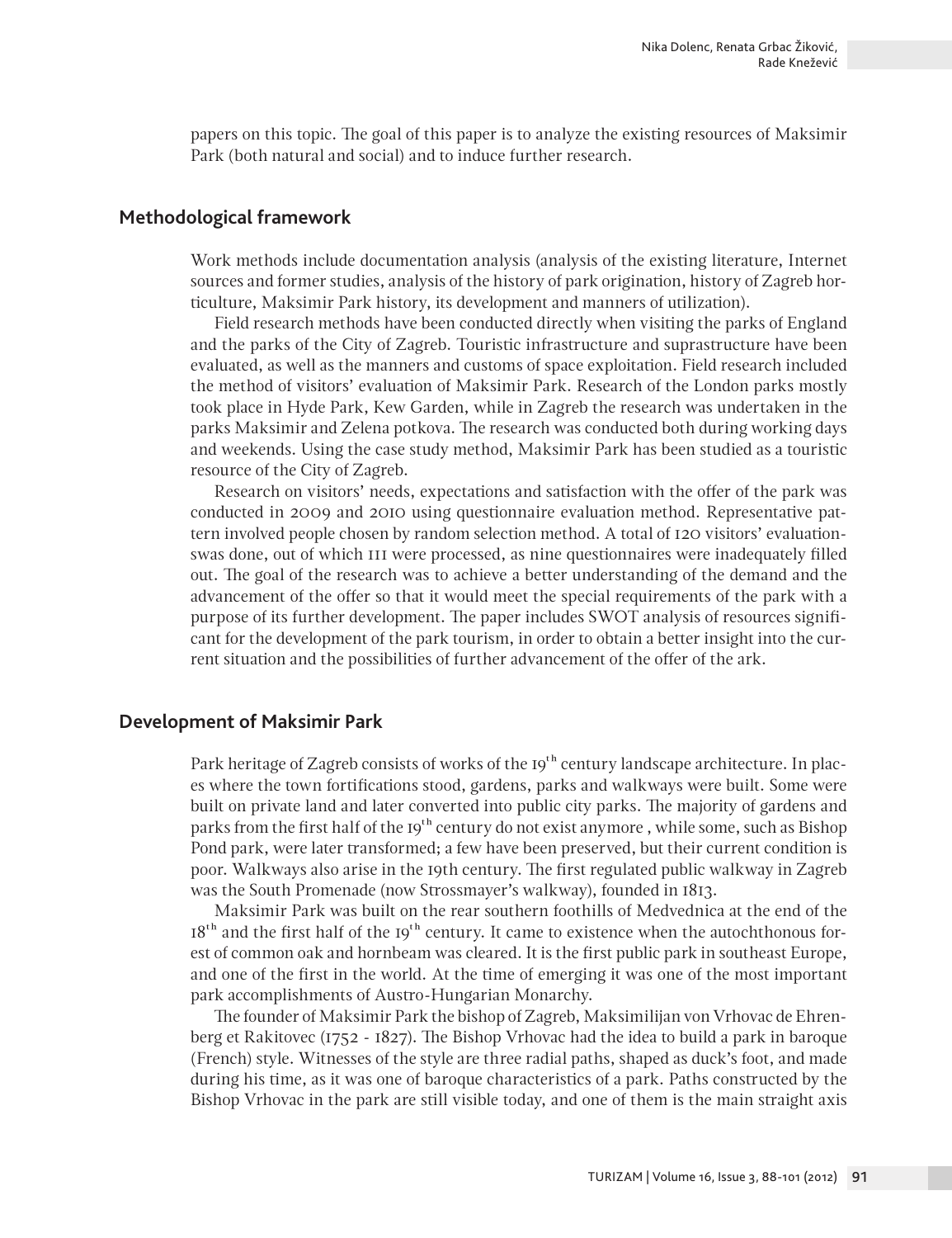papers on this topic. The goal of this paper is to analyze the existing resources of Maksimir Park (both natural and social) and to induce further research.

## Methodological framework

Work methods include documentation analysis (analysis of the existing literature, Internet sources and former studies, analysis of the history of park origination, history of Zagreb horticulture, Maksimir Park history, its development and manners of utilization).

Field research methods have been conducted directly when visiting the parks of England and the parks of the City of Zagreb. Touristic infrastructure and suprastructure have been evaluated, as well as the manners and customs of space exploitation. Field research included the method of visitors' evaluation of Maksimir Park. Research of the London parks mostly took place in Hyde Park, Kew Garden, while in Zagreb the research was undertaken in the parks Maksimir and Zelena potkova. The research was conducted both during working days and weekends. Using the case study method, Maksimir Park has been studied as a touristic resource of the City of Zagreb.

Research on visitors' needs, expectations and satisfaction with the offer of the park was conducted in 2009 and 2010 using questionnaire evaluation method. Representative pattern involved people chosen by random selection method. A total of 120 visitors' evaluationswas done, out of which 111 were processed, as nine questionnaires were inadequately filled out. The goal of the research was to achieve a better understanding of the demand and the advancement of the offer so that it would meet the special requirements of the park with a purpose of its further development. The paper includes SWOT analysis of resources significant for the development of the park tourism, in order to obtain a better insight into the current situation and the possibilities of further advancement of the offer of the ark.

## Development of Maksimir Park

Park heritage of Zagreb consists of works of the 19$^{th}$ century landscape architecture. In places where the town fortifications stood, gardens, parks and walkways were built. Some were built on private land and later converted into public city parks. The majority of gardens and parks from the first half of the 19$^{th}$ century do not exist anymore , while some, such as Bishop Pond park, were later transformed; a few have been preserved, but their current condition is poor. Walkways also arise in the 19th century. The first regulated public walkway in Zagreb was the South Promenade (now Strossmayer's walkway), founded in 1813.

Maksimir Park was built on the rear southern foothills of Medvednica at the end of the 18$^{th}$ and the first half of the 19$^{th}$ century. It came to existence when the autochthonous forest of common oak and hornbeam was cleared. It is the first public park in southeast Europe, and one of the first in the world. At the time of emerging it was one of the most important park accomplishments of Austro-Hungarian Monarchy.

The founder of Maksimir Park the bishop of Zagreb, Maksimilijan von Vrhovac de Ehrenberg et Rakitovec (1752 - 1827). The Bishop Vrhovac had the idea to build a park in baroque (French) style. Witnesses of the style are three radial paths, shaped as duck's foot, and made during his time, as it was one of baroque characteristics of a park. Paths constructed by the Bishop Vrhovac in the park are still visible today, and one of them is the main straight axis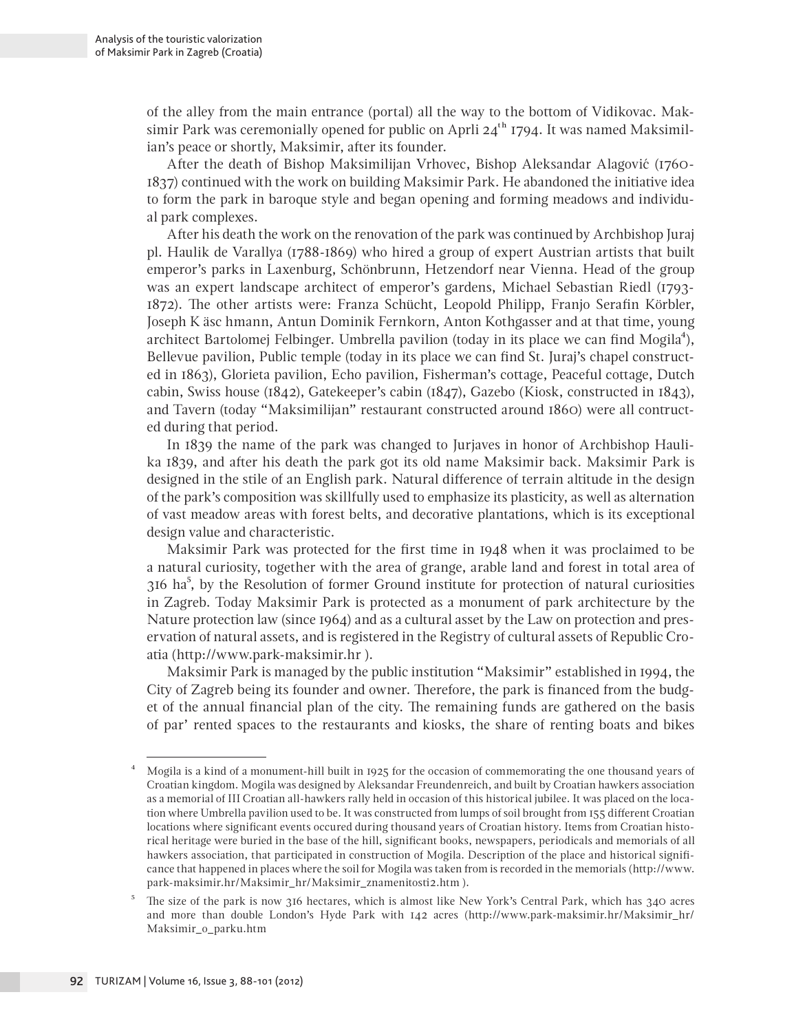of the alley from the main entrance (portal) all the way to the bottom of Vidikovac. Maksimir Park was ceremonially opened for public on Aprli 24th 1794. It was named Maksimilian's peace or shortly, Maksimir, after its founder.

After the death of Bishop Maksimilijan Vrhovec, Bishop Aleksandar Alagović (1760-1837) continued with the work on building Maksimir Park. He abandoned the initiative idea to form the park in baroque style and began opening and forming meadows and individual park complexes.

After his death the work on the renovation of the park was continued by Archbishop Juraj pl. Haulik de Varallya (1788-1869) who hired a group of expert Austrian artists that built emperor's parks in Laxenburg, Schönbrunn, Hetzendorf near Vienna. Head of the group was an expert landscape architect of emperor's gardens, Michael Sebastian Riedl (1793-1872). The other artists were: Franza Schücht, Leopold Philipp, Franjo Serafin Körbler, Joseph K äsc hmann, Antun Dominik Fernkorn, Anton Kothgasser and at that time, young architect Bartolomej Felbinger. Umbrella pavilion (today in its place we can find Mogila[4]), Bellevue pavilion, Public temple (today in its place we can find St. Juraj's chapel constructed in 1863), Glorieta pavilion, Echo pavilion, Fisherman's cottage, Peaceful cottage, Dutch cabin, Swiss house (1842), Gatekeeper's cabin (1847), Gazebo (Kiosk, constructed in 1843), and Tavern (today "Maksimilijan" restaurant constructed around 1860) were all contructed during that period.

In 1839 the name of the park was changed to Jurjaves in honor of Archbishop Haulika 1839, and after his death the park got its old name Maksimir back. Maksimir Park is designed in the stile of an English park. Natural difference of terrain altitude in the design of the park's composition was skillfully used to emphasize its plasticity, as well as alternation of vast meadow areas with forest belts, and decorative plantations, which is its exceptional design value and characteristic.

Maksimir Park was protected for the first time in 1948 when it was proclaimed to be a natural curiosity, together with the area of grange, arable land and forest in total area of 316 ha[5], by the Resolution of former Ground institute for protection of natural curiosities in Zagreb. Today Maksimir Park is protected as a monument of park architecture by the Nature protection law (since 1964) and as a cultural asset by the Law on protection and preservation of natural assets, and is registered in the Registry of cultural assets of Republic Croatia (http://www.park-maksimir.hr ).

Maksimir Park is managed by the public institution "Maksimir" established in 1994, the City of Zagreb being its founder and owner. Therefore, the park is financed from the budget of the annual financial plan of the city. The remaining funds are gathered on the basis of par' rented spaces to the restaurants and kiosks, the share of renting boats and bikes

---

[4] Mogila is a kind of a monument-hill built in 1925 for the occasion of commemorating the one thousand years of Croatian kingdom. Mogila was designed by Aleksandar Freundenreich, and built by Croatian hawkers association as a memorial of III Croatian all-hawkers rally held in occasion of this historical jubilee. It was placed on the location where Umbrella pavilion used to be. It was constructed from lumps of soil brought from 155 different Croatian locations where significant events occured during thousand years of Croatian history. Items from Croatian historical heritage were buried in the base of the hill, significant books, newspapers, periodicals and memorials of all hawkers association, that participated in construction of Mogila. Description of the place and historical significance that happened in places where the soil for Mogila was taken from is recorded in the memorials (http://www.park-maksimir.hr/Maksimir_hr/Maksimir_znamenitosti2.htm ).

[5] The size of the park is now 316 hectares, which is almost like New York's Central Park, which has 340 acres and more than double London's Hyde Park with 142 acres (http://www.park-maksimir.hr/Maksimir_hr/Maksimir_o_parku.htm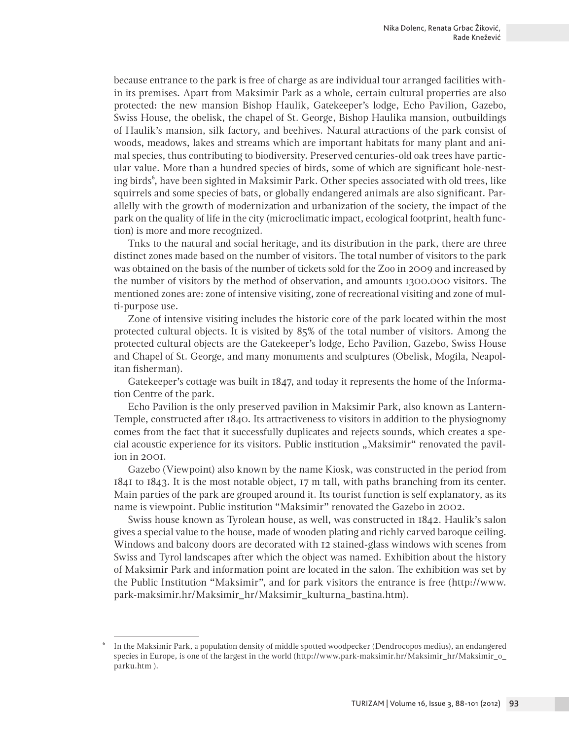because entrance to the park is free of charge as are individual tour arranged facilities within its premises. Apart from Maksimir Park as a whole, certain cultural properties are also protected: the new mansion Bishop Haulik, Gatekeeper's lodge, Echo Pavilion, Gazebo, Swiss House, the obelisk, the chapel of St. George, Bishop Haulika mansion, outbuildings of Haulik's mansion, silk factory, and beehives. Natural attractions of the park consist of woods, meadows, lakes and streams which are important habitats for many plant and animal species, thus contributing to biodiversity. Preserved centuries-old oak trees have particular value. More than a hundred species of birds, some of which are significant hole-nesting birds[6], have been sighted in Maksimir Park. Other species associated with old trees, like squirrels and some species of bats, or globally endangered animals are also significant. Parallelly with the growth of modernization and urbanization of the society, the impact of the park on the quality of life in the city (microclimatic impact, ecological footprint, health function) is more and more recognized.

Tnks to the natural and social heritage, and its distribution in the park, there are three distinct zones made based on the number of visitors. The total number of visitors to the park was obtained on the basis of the number of tickets sold for the Zoo in 2009 and increased by the number of visitors by the method of observation, and amounts 1300.000 visitors. The mentioned zones are: zone of intensive visiting, zone of recreational visiting and zone of multi-purpose use.

Zone of intensive visiting includes the historic core of the park located within the most protected cultural objects. It is visited by 85% of the total number of visitors. Among the protected cultural objects are the Gatekeeper's lodge, Echo Pavilion, Gazebo, Swiss House and Chapel of St. George, and many monuments and sculptures (Obelisk, Mogila, Neapolitan fisherman).

Gatekeeper's cottage was built in 1847, and today it represents the home of the Information Centre of the park.

Echo Pavilion is the only preserved pavilion in Maksimir Park, also known as Lantern-Temple, constructed after 1840. Its attractiveness to visitors in addition to the physiognomy comes from the fact that it successfully duplicates and rejects sounds, which creates a special acoustic experience for its visitors. Public institution „Maksimir" renovated the pavilion in 2001.

Gazebo (Viewpoint) also known by the name Kiosk, was constructed in the period from 1841 to 1843. It is the most notable object, 17 m tall, with paths branching from its center. Main parties of the park are grouped around it. Its tourist function is self explanatory, as its name is viewpoint. Public institution "Maksimir" renovated the Gazebo in 2002.

Swiss house known as Tyrolean house, as well, was constructed in 1842. Haulik's salon gives a special value to the house, made of wooden plating and richly carved baroque ceiling. Windows and balcony doors are decorated with 12 stained-glass windows with scenes from Swiss and Tyrol landscapes after which the object was named. Exhibition about the history of Maksimir Park and information point are located in the salon. The exhibition was set by the Public Institution "Maksimir", and for park visitors the entrance is free (http://www.park-maksimir.hr/Maksimir_hr/Maksimir_kulturna_bastina.htm).

---

[6] In the Maksimir Park, a population density of middle spotted woodpecker (Dendrocopos medius), an endangered species in Europe, is one of the largest in the world (http://www.park-maksimir.hr/Maksimir_hr/Maksimir_o_parku.htm ).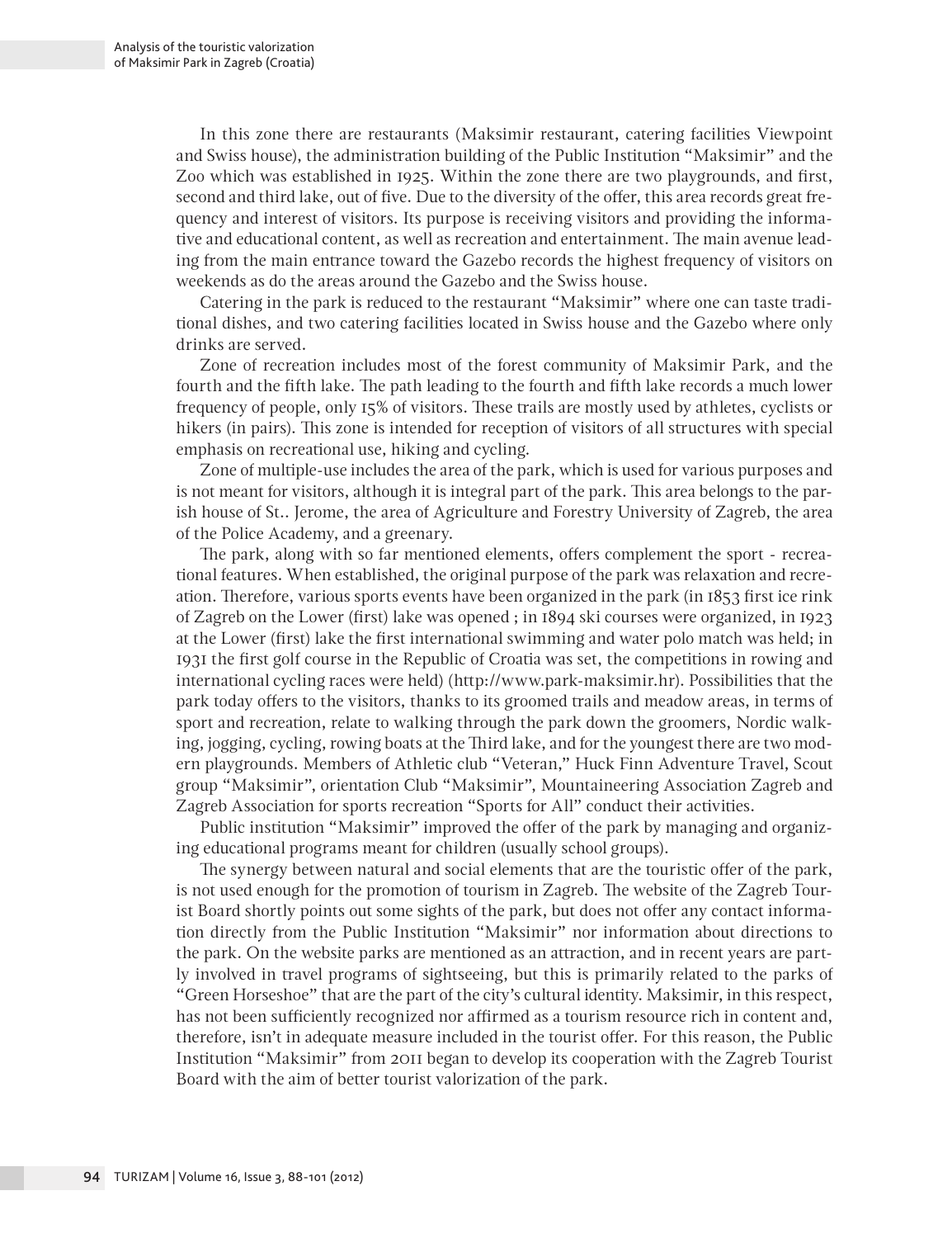In this zone there are restaurants (Maksimir restaurant, catering facilities Viewpoint and Swiss house), the administration building of the Public Institution "Maksimir" and the Zoo which was established in 1925. Within the zone there are two playgrounds, and first, second and third lake, out of five. Due to the diversity of the offer, this area records great frequency and interest of visitors. Its purpose is receiving visitors and providing the informative and educational content, as well as recreation and entertainment. The main avenue leading from the main entrance toward the Gazebo records the highest frequency of visitors on weekends as do the areas around the Gazebo and the Swiss house.

Catering in the park is reduced to the restaurant "Maksimir" where one can taste traditional dishes, and two catering facilities located in Swiss house and the Gazebo where only drinks are served.

Zone of recreation includes most of the forest community of Maksimir Park, and the fourth and the fifth lake. The path leading to the fourth and fifth lake records a much lower frequency of people, only 15% of visitors. These trails are mostly used by athletes, cyclists or hikers (in pairs). This zone is intended for reception of visitors of all structures with special emphasis on recreational use, hiking and cycling.

Zone of multiple-use includes the area of the park, which is used for various purposes and is not meant for visitors, although it is integral part of the park. This area belongs to the parish house of St.. Jerome, the area of Agriculture and Forestry University of Zagreb, the area of the Police Academy, and a greenary.

The park, along with so far mentioned elements, offers complement the sport - recreational features. When established, the original purpose of the park was relaxation and recreation. Therefore, various sports events have been organized in the park (in 1853 first ice rink of Zagreb on the Lower (first) lake was opened ; in 1894 ski courses were organized, in 1923 at the Lower (first) lake the first international swimming and water polo match was held; in 1931 the first golf course in the Republic of Croatia was set, the competitions in rowing and international cycling races were held) (http://www.park-maksimir.hr). Possibilities that the park today offers to the visitors, thanks to its groomed trails and meadow areas, in terms of sport and recreation, relate to walking through the park down the groomers, Nordic walking, jogging, cycling, rowing boats at the Third lake, and for the youngest there are two modern playgrounds. Members of Athletic club "Veteran," Huck Finn Adventure Travel, Scout group "Maksimir", orientation Club "Maksimir", Mountaineering Association Zagreb and Zagreb Association for sports recreation "Sports for All" conduct their activities.

Public institution "Maksimir" improved the offer of the park by managing and organizing educational programs meant for children (usually school groups).

The synergy between natural and social elements that are the touristic offer of the park, is not used enough for the promotion of tourism in Zagreb. The website of the Zagreb Tourist Board shortly points out some sights of the park, but does not offer any contact information directly from the Public Institution "Maksimir" nor information about directions to the park. On the website parks are mentioned as an attraction, and in recent years are partly involved in travel programs of sightseeing, but this is primarily related to the parks of "Green Horseshoe" that are the part of the city's cultural identity. Maksimir, in this respect, has not been sufficiently recognized nor affirmed as a tourism resource rich in content and, therefore, isn't in adequate measure included in the tourist offer. For this reason, the Public Institution "Maksimir" from 2011 began to develop its cooperation with the Zagreb Tourist Board with the aim of better tourist valorization of the park.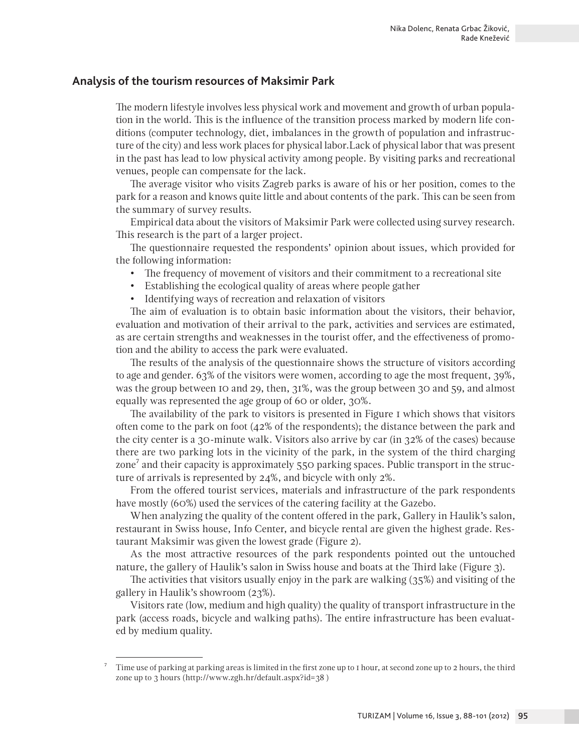## Analysis of the tourism resources of Maksimir Park

The modern lifestyle involves less physical work and movement and growth of urban population in the world. This is the influence of the transition process marked by modern life conditions (computer technology, diet, imbalances in the growth of population and infrastructure of the city) and less work places for physical labor.Lack of physical labor that was present in the past has lead to low physical activity among people. By visiting parks and recreational venues, people can compensate for the lack.

The average visitor who visits Zagreb parks is aware of his or her position, comes to the park for a reason and knows quite little and about contents of the park. This can be seen from the summary of survey results.

Empirical data about the visitors of Maksimir Park were collected using survey research. This research is the part of a larger project.

The questionnaire requested the respondents' opinion about issues, which provided for the following information:

- The frequency of movement of visitors and their commitment to a recreational site
- Establishing the ecological quality of areas where people gather
- Identifying ways of recreation and relaxation of visitors

The aim of evaluation is to obtain basic information about the visitors, their behavior, evaluation and motivation of their arrival to the park, activities and services are estimated, as are certain strengths and weaknesses in the tourist offer, and the effectiveness of promotion and the ability to access the park were evaluated.

The results of the analysis of the questionnaire shows the structure of visitors according to age and gender. 63% of the visitors were women, according to age the most frequent, 39%, was the group between 10 and 29, then, 31%, was the group between 30 and 59, and almost equally was represented the age group of 60 or older, 30%.

The availability of the park to visitors is presented in Figure 1 which shows that visitors often come to the park on foot (42% of the respondents); the distance between the park and the city center is a 30-minute walk. Visitors also arrive by car (in 32% of the cases) because there are two parking lots in the vicinity of the park, in the system of the third charging zone[7] and their capacity is approximately 550 parking spaces. Public transport in the structure of arrivals is represented by 24%, and bicycle with only 2%.

From the offered tourist services, materials and infrastructure of the park respondents have mostly (60%) used the services of the catering facility at the Gazebo.

When analyzing the quality of the content offered in the park, Gallery in Haulik's salon, restaurant in Swiss house, Info Center, and bicycle rental are given the highest grade. Restaurant Maksimir was given the lowest grade (Figure 2).

As the most attractive resources of the park respondents pointed out the untouched nature, the gallery of Haulik's salon in Swiss house and boats at the Third lake (Figure 3).

The activities that visitors usually enjoy in the park are walking (35%) and visiting of the gallery in Haulik's showroom (23%).

Visitors rate (low, medium and high quality) the quality of transport infrastructure in the park (access roads, bicycle and walking paths). The entire infrastructure has been evaluated by medium quality.

---

[7] Time use of parking at parking areas is limited in the first zone up to 1 hour, at second zone up to 2 hours, the third zone up to 3 hours (http://www.zgh.hr/default.aspx?id=38 )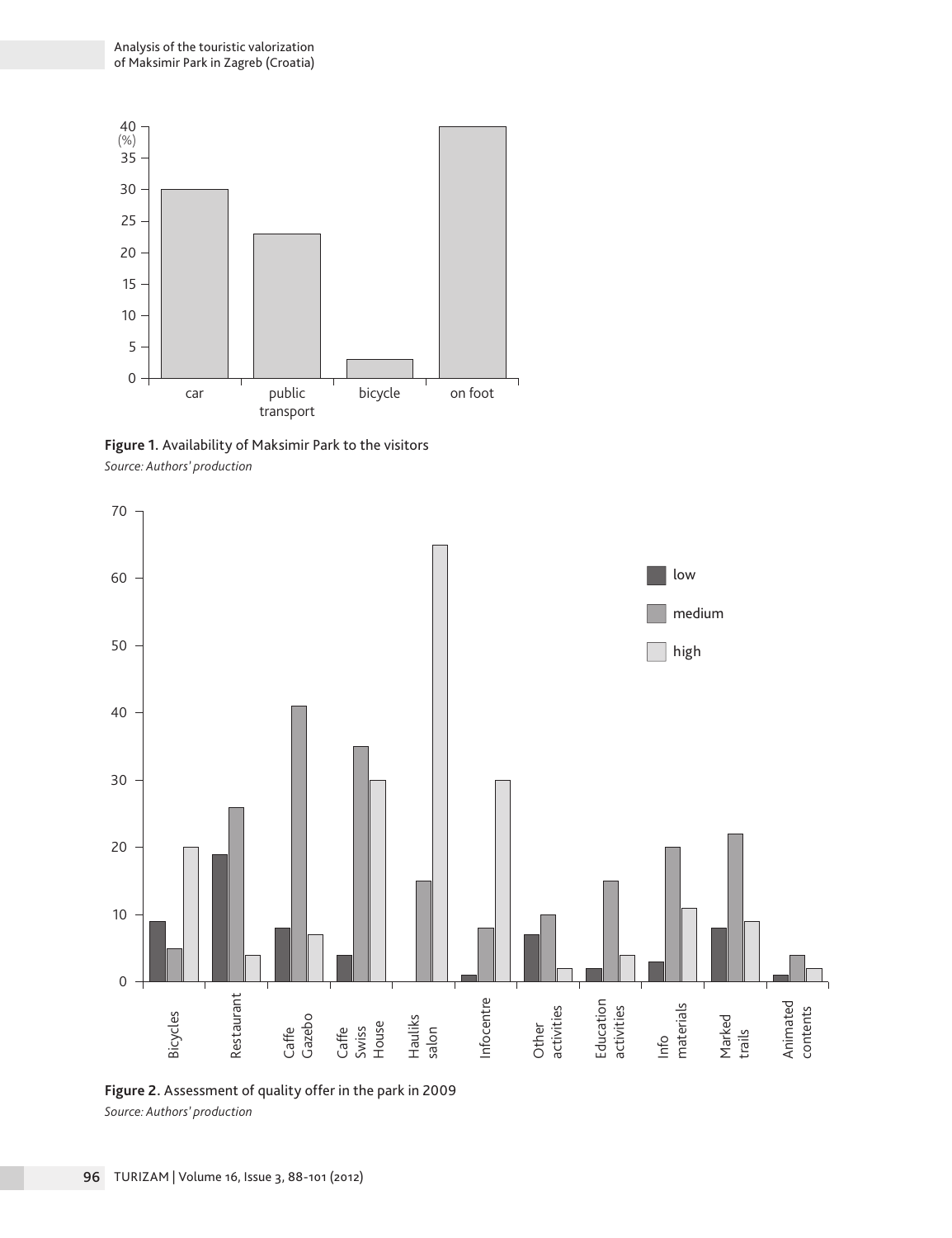**Figure 1.** Availability of Maksimir Park to the visitors

*Source: Authors' production*

**Figure 2.** Assessment of quality offer in the park in 2009

*Source: Authors' production*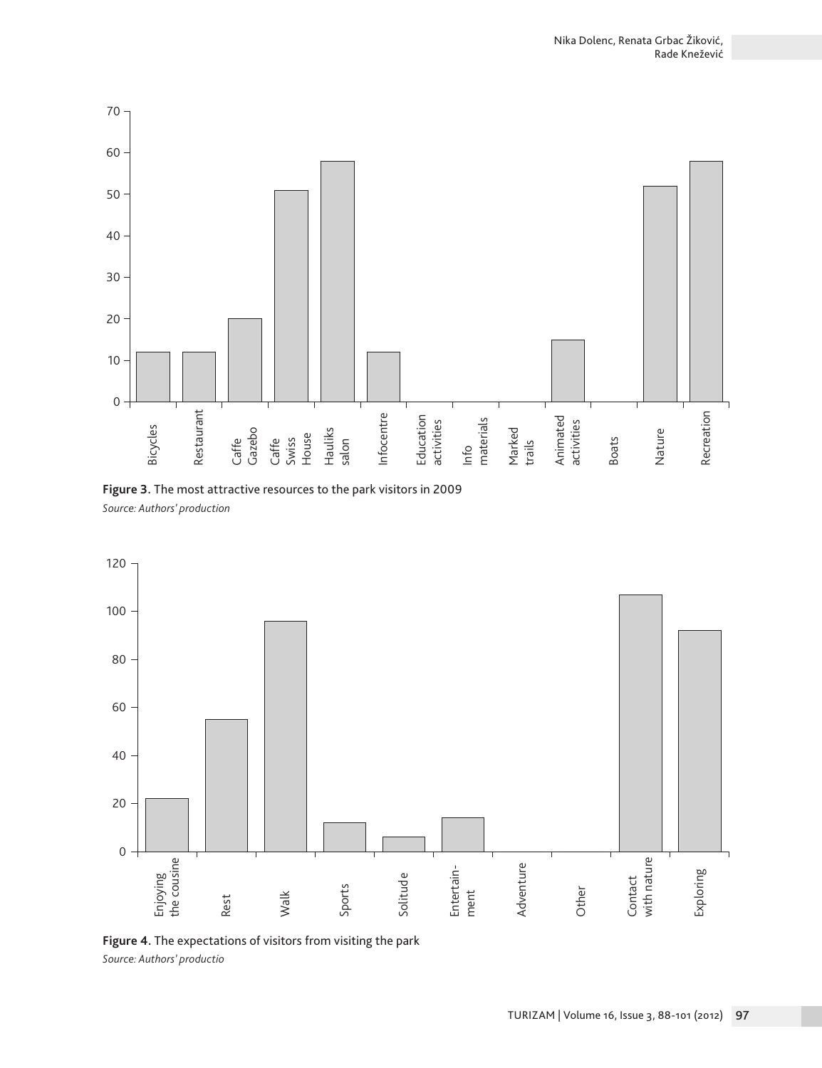**Figure 3.** The most attractive resources to the park visitors in 2009

*Source: Authors' production*

**Figure 4.** The expectations of visitors from visiting the park

*Source: Authors' productio*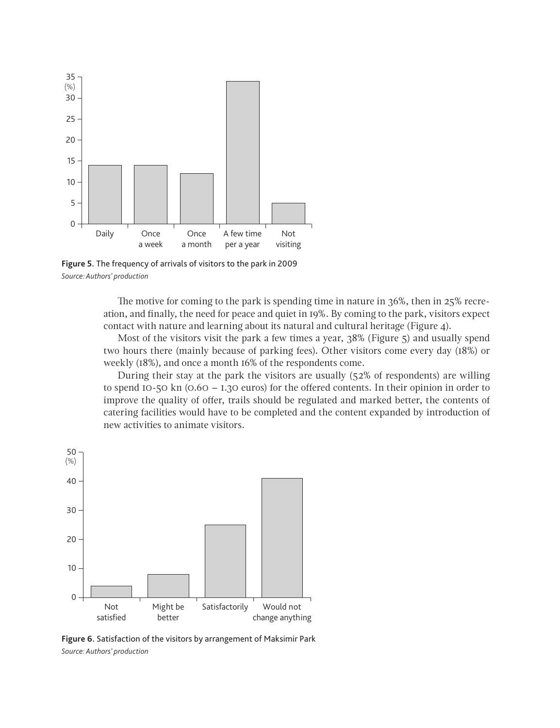Figure 5. The frequency of arrivals of visitors to the park in 2009

*Source: Authors' production*

The motive for coming to the park is spending time in nature in 36%, then in 25% recreation, and finally, the need for peace and quiet in 19%. By coming to the park, visitors expect contact with nature and learning about its natural and cultural heritage (Figure 4).

Most of the visitors visit the park a few times a year, 38% (Figure 5) and usually spend two hours there (mainly because of parking fees). Other visitors come every day (18%) or weekly (18%), and once a month 16% of the respondents come.

During their stay at the park the visitors are usually (52% of respondents) are willing to spend 10-50 kn (0.60 – 1.30 euros) for the offered contents. In their opinion in order to improve the quality of offer, trails should be regulated and marked better, the contents of catering facilities would have to be completed and the content expanded by introduction of new activities to animate visitors.

Figure 6. Satisfaction of the visitors by arrangement of Maksimir Park

*Source: Authors' production*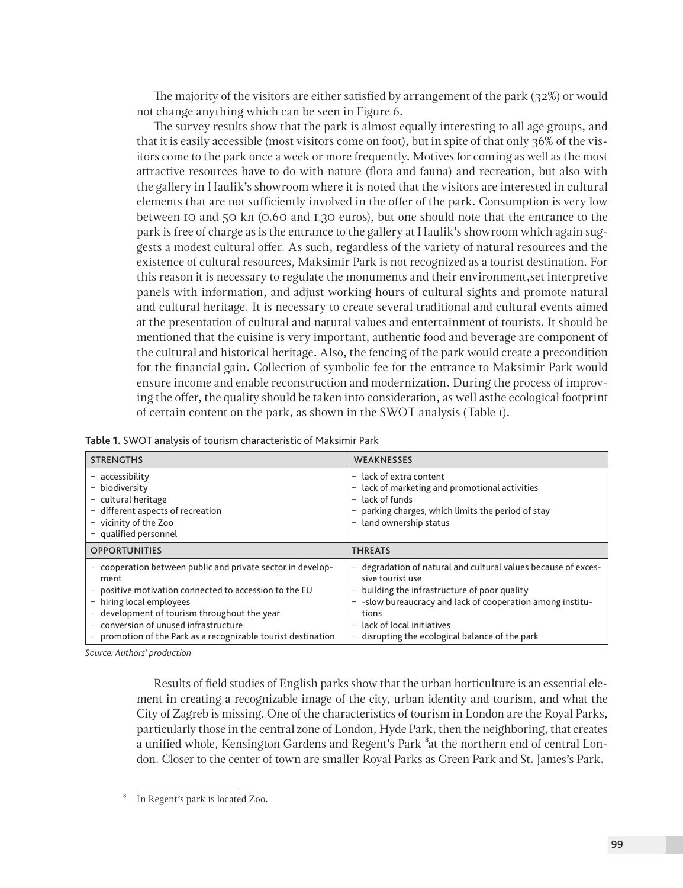The majority of the visitors are either satisfied by arrangement of the park (32%) or would not change anything which can be seen in Figure 6.

The survey results show that the park is almost equally interesting to all age groups, and that it is easily accessible (most visitors come on foot), but in spite of that only 36% of the visitors come to the park once a week or more frequently. Motives for coming as well as the most attractive resources have to do with nature (flora and fauna) and recreation, but also with the gallery in Haulik's showroom where it is noted that the visitors are interested in cultural elements that are not sufficiently involved in the offer of the park. Consumption is very low between 10 and 50 kn (0.60 and 1.30 euros), but one should note that the entrance to the park is free of charge as is the entrance to the gallery at Haulik's showroom which again suggests a modest cultural offer. As such, regardless of the variety of natural resources and the existence of cultural resources, Maksimir Park is not recognized as a tourist destination. For this reason it is necessary to regulate the monuments and their environment,set interpretive panels with information, and adjust working hours of cultural sights and promote natural and cultural heritage. It is necessary to create several traditional and cultural events aimed at the presentation of cultural and natural values and entertainment of tourists. It should be mentioned that the cuisine is very important, authentic food and beverage are component of the cultural and historical heritage. Also, the fencing of the park would create a precondition for the financial gain. Collection of symbolic fee for the entrance to Maksimir Park would ensure income and enable reconstruction and modernization. During the process of improving the offer, the quality should be taken into consideration, as well asthe ecological footprint of certain content on the park, as shown in the SWOT analysis (Table 1).

**Table 1.** SWOT analysis of tourism characteristic of Maksimir Park

| STRENGTHS | WEAKNESSES |
|---|---|
| - accessibility<br>- biodiversity<br>- cultural heritage<br>- different aspects of recreation<br>- vicinity of the Zoo<br>- qualified personnel | - lack of extra content<br>- lack of marketing and promotional activities<br>- lack of funds<br>- parking charges, which limits the period of stay<br>- land ownership status |
| **OPPORTUNITIES** | **THREATS** |
| - cooperation between public and private sector in development<br>- positive motivation connected to accession to the EU<br>- hiring local employees<br>- development of tourism throughout the year<br>- conversion of unused infrastructure<br>- promotion of the Park as a recognizable tourist destination | - degradation of natural and cultural values because of excessive tourist use<br>- building the infrastructure of poor quality<br>- -slow bureaucracy and lack of cooperation among institutions<br>- lack of local initiatives<br>- disrupting the ecological balance of the park |

*Source: Authors' production*

Results of field studies of English parks show that the urban horticulture is an essential element in creating a recognizable image of the city, urban identity and tourism, and what the City of Zagreb is missing. One of the characteristics of tourism in London are the Royal Parks, particularly those in the central zone of London, Hyde Park, then the neighboring, that creates a unified whole, Kensington Gardens and Regent's Park [8]at the northern end of central London. Closer to the center of town are smaller Royal Parks as Green Park and St. James's Park.

[8] In Regent's park is located Zoo.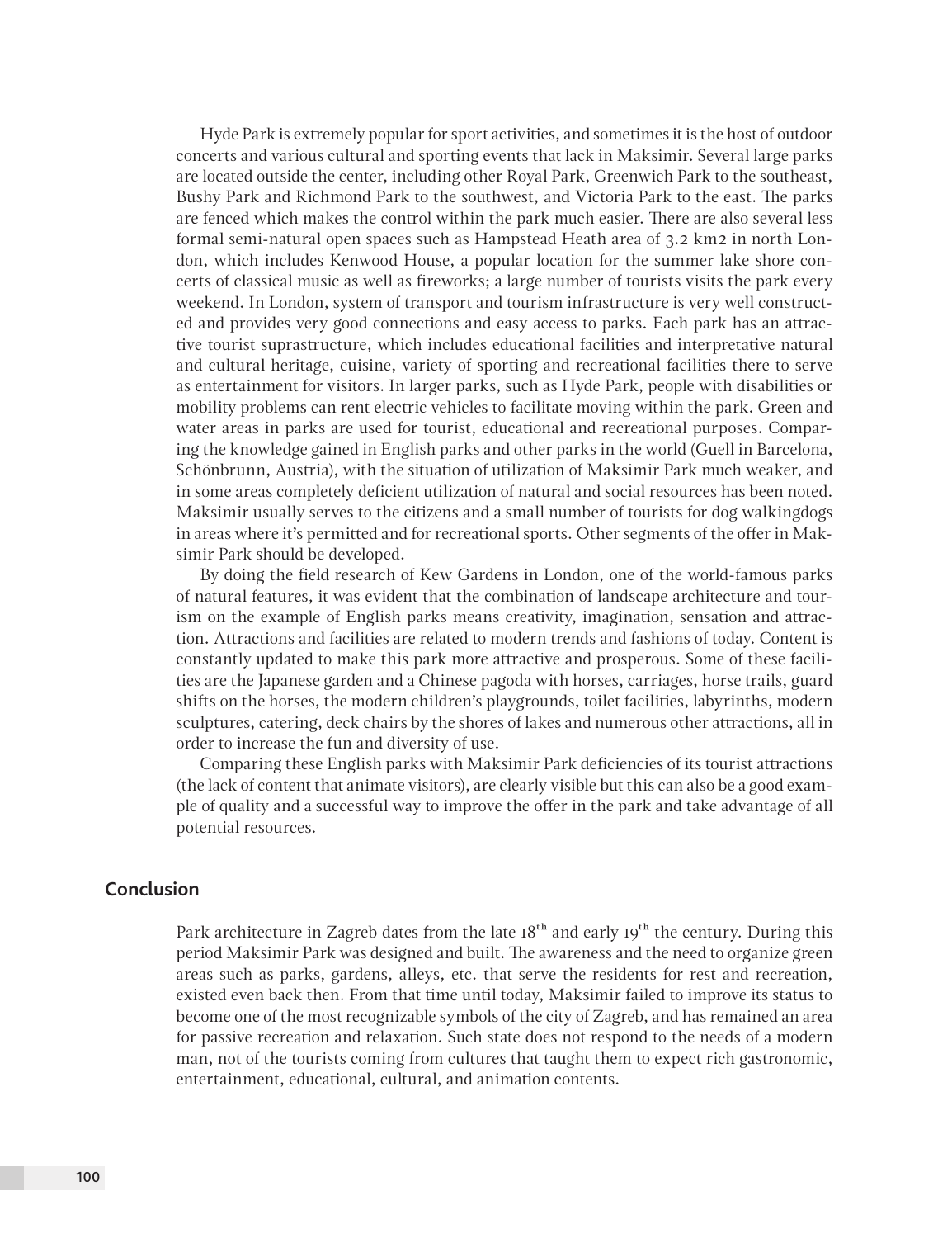Hyde Park is extremely popular for sport activities, and sometimes it is the host of outdoor concerts and various cultural and sporting events that lack in Maksimir. Several large parks are located outside the center, including other Royal Park, Greenwich Park to the southeast, Bushy Park and Richmond Park to the southwest, and Victoria Park to the east. The parks are fenced which makes the control within the park much easier. There are also several less formal semi-natural open spaces such as Hampstead Heath area of 3.2 km2 in north London, which includes Kenwood House, a popular location for the summer lake shore concerts of classical music as well as fireworks; a large number of tourists visits the park every weekend. In London, system of transport and tourism infrastructure is very well constructed and provides very good connections and easy access to parks. Each park has an attractive tourist suprastructure, which includes educational facilities and interpretative natural and cultural heritage, cuisine, variety of sporting and recreational facilities there to serve as entertainment for visitors. In larger parks, such as Hyde Park, people with disabilities or mobility problems can rent electric vehicles to facilitate moving within the park. Green and water areas in parks are used for tourist, educational and recreational purposes. Comparing the knowledge gained in English parks and other parks in the world (Guell in Barcelona, Schönbrunn, Austria), with the situation of utilization of Maksimir Park much weaker, and in some areas completely deficient utilization of natural and social resources has been noted. Maksimir usually serves to the citizens and a small number of tourists for dog walkingdogs in areas where it's permitted and for recreational sports. Other segments of the offer in Maksimir Park should be developed.

By doing the field research of Kew Gardens in London, one of the world-famous parks of natural features, it was evident that the combination of landscape architecture and tourism on the example of English parks means creativity, imagination, sensation and attraction. Attractions and facilities are related to modern trends and fashions of today. Content is constantly updated to make this park more attractive and prosperous. Some of these facilities are the Japanese garden and a Chinese pagoda with horses, carriages, horse trails, guard shifts on the horses, the modern children's playgrounds, toilet facilities, labyrinths, modern sculptures, catering, deck chairs by the shores of lakes and numerous other attractions, all in order to increase the fun and diversity of use.

Comparing these English parks with Maksimir Park deficiencies of its tourist attractions (the lack of content that animate visitors), are clearly visible but this can also be a good example of quality and a successful way to improve the offer in the park and take advantage of all potential resources.

## Conclusion

Park architecture in Zagreb dates from the late 18$^{th}$ and early 19$^{th}$ the century. During this period Maksimir Park was designed and built. The awareness and the need to organize green areas such as parks, gardens, alleys, etc. that serve the residents for rest and recreation, existed even back then. From that time until today, Maksimir failed to improve its status to become one of the most recognizable symbols of the city of Zagreb, and has remained an area for passive recreation and relaxation. Such state does not respond to the needs of a modern man, not of the tourists coming from cultures that taught them to expect rich gastronomic, entertainment, educational, cultural, and animation contents.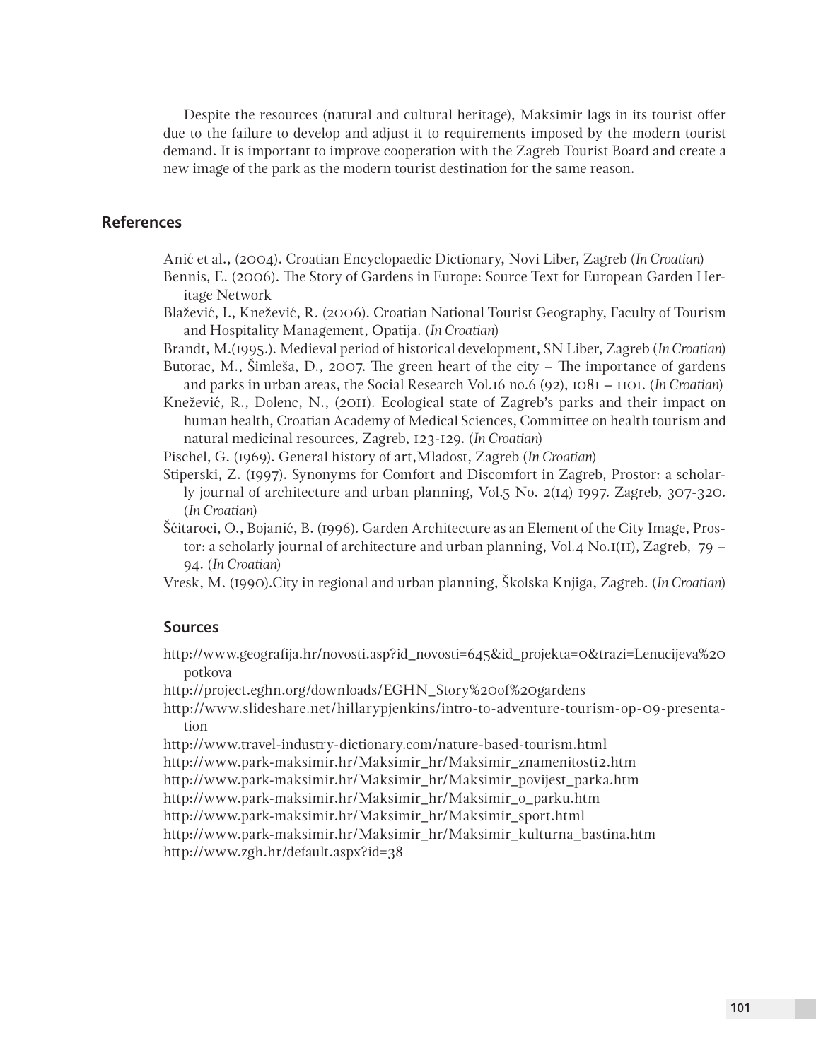Despite the resources (natural and cultural heritage), Maksimir lags in its tourist offer due to the failure to develop and adjust it to requirements imposed by the modern tourist demand. It is important to improve cooperation with the Zagreb Tourist Board and create a new image of the park as the modern tourist destination for the same reason.

## References

Anić et al., (2004). Croatian Encyclopaedic Dictionary, Novi Liber, Zagreb (*In Croatian*)

Bennis, E. (2006). The Story of Gardens in Europe: Source Text for European Garden Heritage Network

Blažević, I., Knežević, R. (2006). Croatian National Tourist Geography, Faculty of Tourism and Hospitality Management, Opatija. (*In Croatian*)

Brandt, M.(1995.). Medieval period of historical development, SN Liber, Zagreb (*In Croatian*)

Butorac, M., Šimleša, D., 2007. The green heart of the city – The importance of gardens and parks in urban areas, the Social Research Vol.16 no.6 (92), 1081 – 1101. (*In Croatian*)

Knežević, R., Dolenc, N., (2011). Ecological state of Zagreb's parks and their impact on human health, Croatian Academy of Medical Sciences, Committee on health tourism and natural medicinal resources, Zagreb, 123-129. (*In Croatian*)

Pischel, G. (1969). General history of art,Mladost, Zagreb (*In Croatian*)

Stiperski, Z. (1997). Synonyms for Comfort and Discomfort in Zagreb, Prostor: a scholarly journal of architecture and urban planning, Vol.5 No. 2(14) 1997. Zagreb, 307-320. (*In Croatian*)

Šćitaroci, O., Bojanić, B. (1996). Garden Architecture as an Element of the City Image, Prostor: a scholarly journal of architecture and urban planning, Vol.4 No.1(11), Zagreb, 79 – 94. (*In Croatian*)

Vresk, M. (1990).City in regional and urban planning, Školska Knjiga, Zagreb. (*In Croatian*)

### Sources

http://www.geografija.hr/novosti.asp?id_novosti=645&id_projekta=0&trazi=Lenucijeva%20potkova

http://project.eghn.org/downloads/EGHN_Story%20of%20gardens

http://www.slideshare.net/hillarypjenkins/intro-to-adventure-tourism-op-09-presentation

http://www.travel-industry-dictionary.com/nature-based-tourism.html

http://www.park-maksimir.hr/Maksimir_hr/Maksimir_znamenitosti2.htm

http://www.park-maksimir.hr/Maksimir_hr/Maksimir_povijest_parka.htm

http://www.park-maksimir.hr/Maksimir_hr/Maksimir_o_parku.htm

http://www.park-maksimir.hr/Maksimir_hr/Maksimir_sport.html

http://www.park-maksimir.hr/Maksimir_hr/Maksimir_kulturna_bastina.htm

http://www.zgh.hr/default.aspx?id=38